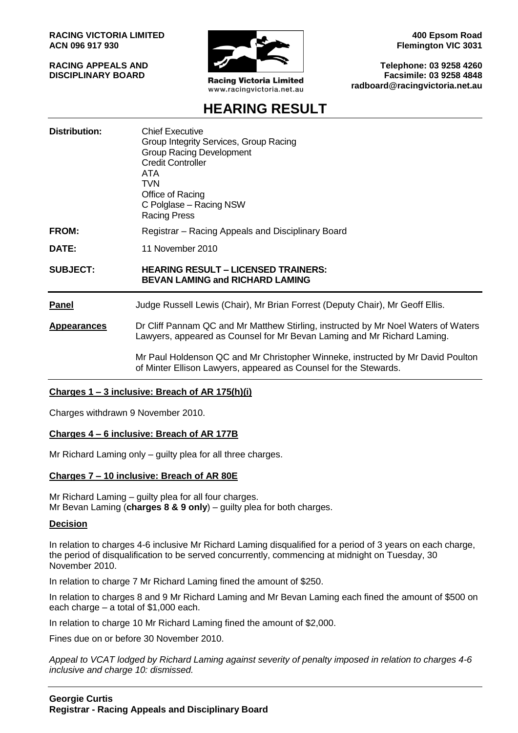**RACING VICTORIA LIMITED**
**ACN 096 917 930**

**RACING APPEALS AND DISCIPLINARY BOARD**

Racing Victoria Limited
www.racingvictoria.net.au

**400 Epsom Road**
**Flemington VIC 3031**

**Telephone: 03 9258 4260**
**Facsimile: 03 9258 4848**
**radboard@racingvictoria.net.au**

# HEARING RESULT

| | |
|---|---|
| **Distribution:** | Chief Executive<br>Group Integrity Services, Group Racing<br>Group Racing Development<br>Credit Controller<br>ATA<br>TVN<br>Office of Racing<br>C Polglase – Racing NSW<br>Racing Press |
| **FROM:** | Registrar – Racing Appeals and Disciplinary Board |
| **DATE:** | 11 November 2010 |
| **SUBJECT:** | **HEARING RESULT – LICENSED TRAINERS: BEVAN LAMING and RICHARD LAMING** |

**Panel**: Judge Russell Lewis (Chair), Mr Brian Forrest (Deputy Chair), Mr Geoff Ellis.

**Appearances**: Dr Cliff Pannam QC and Mr Matthew Stirling, instructed by Mr Noel Waters of Waters Lawyers, appeared as Counsel for Mr Bevan Laming and Mr Richard Laming.

Mr Paul Holdenson QC and Mr Christopher Winneke, instructed by Mr David Poulton of Minter Ellison Lawyers, appeared as Counsel for the Stewards.

**Charges 1 – 3 inclusive: Breach of AR 175(h)(i)**

Charges withdrawn 9 November 2010.

**Charges 4 – 6 inclusive: Breach of AR 177B**

Mr Richard Laming only – guilty plea for all three charges.

**Charges 7 – 10 inclusive: Breach of AR 80E**

Mr Richard Laming – guilty plea for all four charges.
Mr Bevan Laming (**charges 8 & 9 only**) – guilty plea for both charges.

**Decision**

In relation to charges 4-6 inclusive Mr Richard Laming disqualified for a period of 3 years on each charge, the period of disqualification to be served concurrently, commencing at midnight on Tuesday, 30 November 2010.

In relation to charge 7 Mr Richard Laming fined the amount of $250.

In relation to charges 8 and 9 Mr Richard Laming and Mr Bevan Laming each fined the amount of $500 on each charge – a total of $1,000 each.

In relation to charge 10 Mr Richard Laming fined the amount of $2,000.

Fines due on or before 30 November 2010.

*Appeal to VCAT lodged by Richard Laming against severity of penalty imposed in relation to charges 4-6 inclusive and charge 10: dismissed.*

**Georgie Curtis**
**Registrar - Racing Appeals and Disciplinary Board**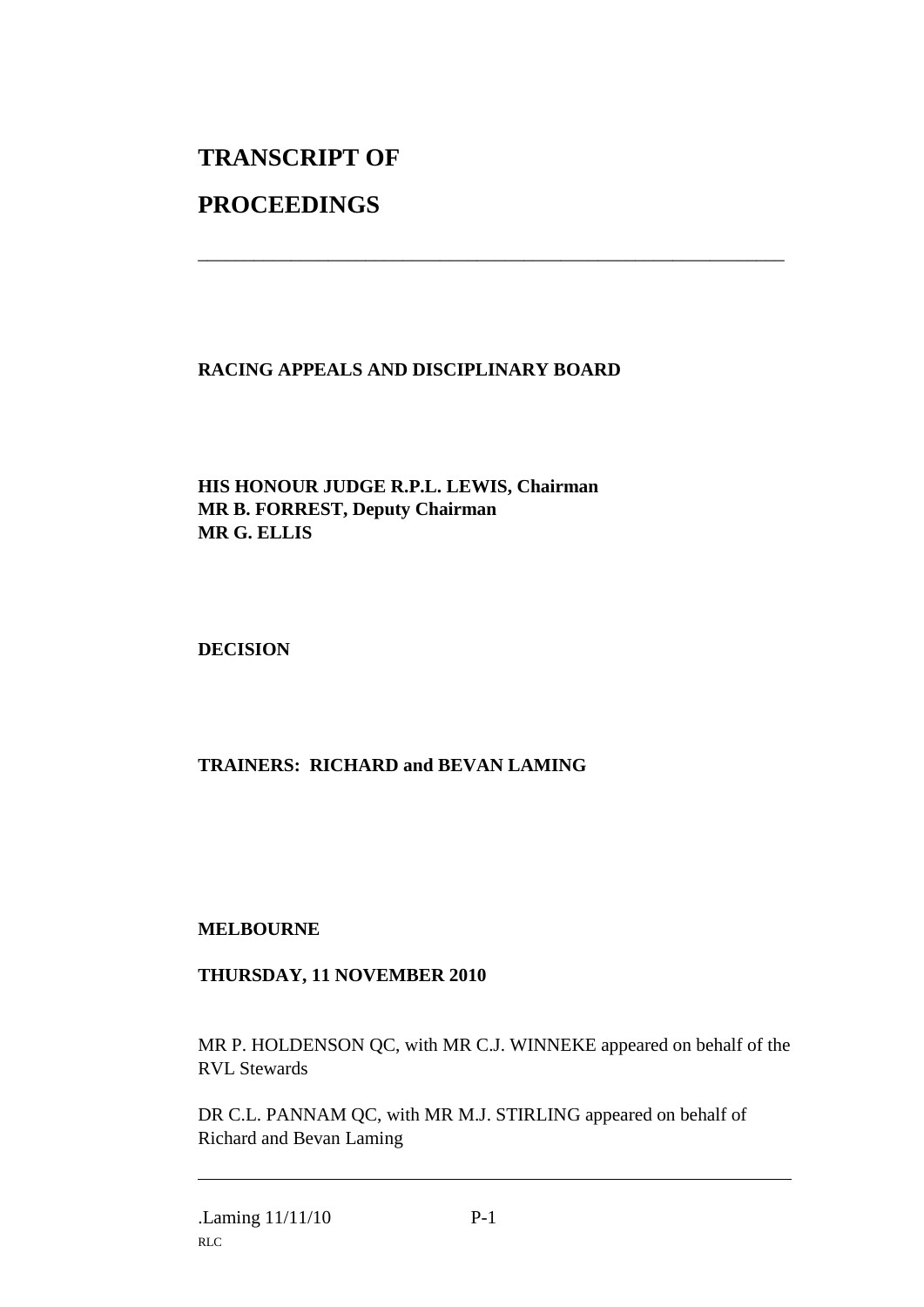# TRANSCRIPT OF

# PROCEEDINGS

---

**RACING APPEALS AND DISCIPLINARY BOARD**

**HIS HONOUR JUDGE R.P.L. LEWIS, Chairman**
**MR B. FORREST, Deputy Chairman**
**MR G. ELLIS**

**DECISION**

**TRAINERS: RICHARD and BEVAN LAMING**

**MELBOURNE**

**THURSDAY, 11 NOVEMBER 2010**

MR P. HOLDENSON QC, with MR C.J. WINNEKE appeared on behalf of the RVL Stewards

DR C.L. PANNAM QC, with MR M.J. STIRLING appeared on behalf of Richard and Bevan Laming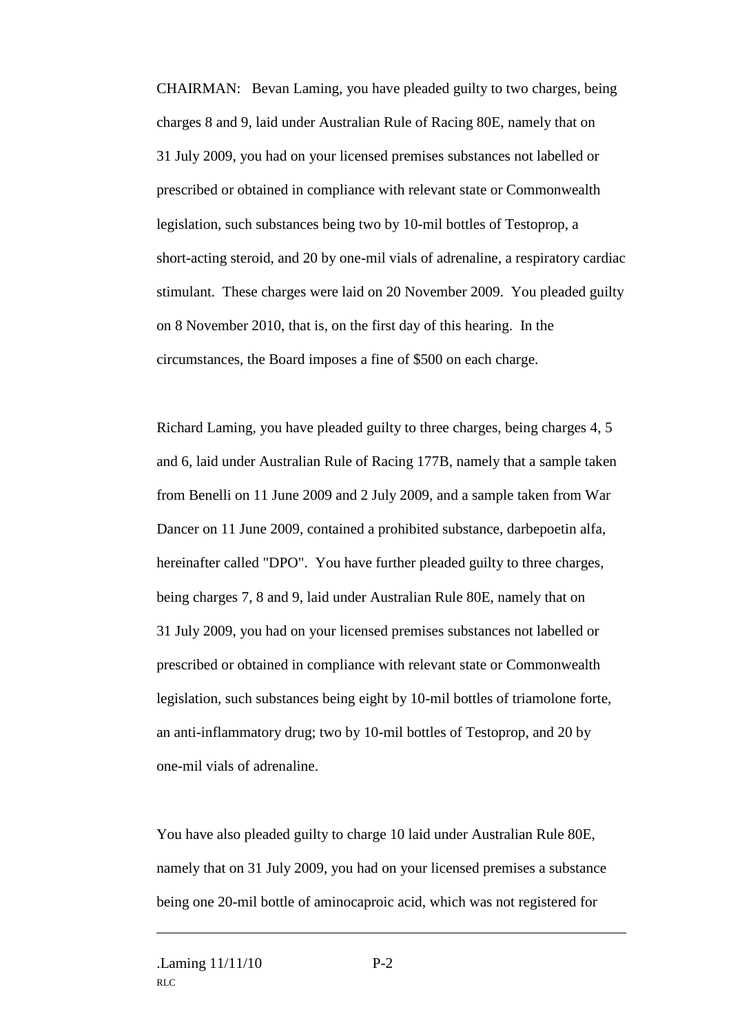CHAIRMAN: Bevan Laming, you have pleaded guilty to two charges, being charges 8 and 9, laid under Australian Rule of Racing 80E, namely that on 31 July 2009, you had on your licensed premises substances not labelled or prescribed or obtained in compliance with relevant state or Commonwealth legislation, such substances being two by 10-mil bottles of Testoprop, a short-acting steroid, and 20 by one-mil vials of adrenaline, a respiratory cardiac stimulant. These charges were laid on 20 November 2009. You pleaded guilty on 8 November 2010, that is, on the first day of this hearing. In the circumstances, the Board imposes a fine of $500 on each charge.

Richard Laming, you have pleaded guilty to three charges, being charges 4, 5 and 6, laid under Australian Rule of Racing 177B, namely that a sample taken from Benelli on 11 June 2009 and 2 July 2009, and a sample taken from War Dancer on 11 June 2009, contained a prohibited substance, darbepoetin alfa, hereinafter called "DPO". You have further pleaded guilty to three charges, being charges 7, 8 and 9, laid under Australian Rule 80E, namely that on 31 July 2009, you had on your licensed premises substances not labelled or prescribed or obtained in compliance with relevant state or Commonwealth legislation, such substances being eight by 10-mil bottles of triamolone forte, an anti-inflammatory drug; two by 10-mil bottles of Testoprop, and 20 by one-mil vials of adrenaline.

You have also pleaded guilty to charge 10 laid under Australian Rule 80E, namely that on 31 July 2009, you had on your licensed premises a substance being one 20-mil bottle of aminocaproic acid, which was not registered for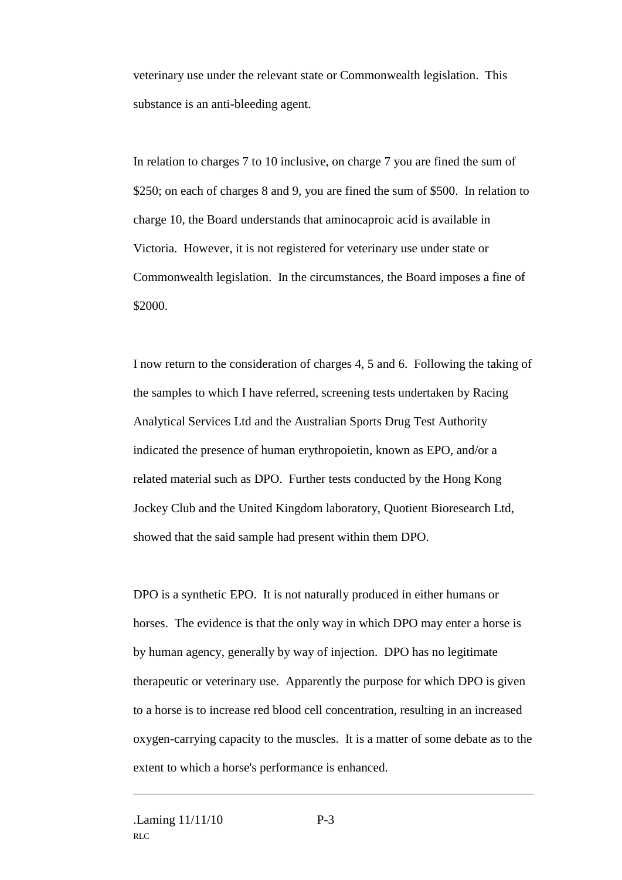veterinary use under the relevant state or Commonwealth legislation. This substance is an anti-bleeding agent.

In relation to charges 7 to 10 inclusive, on charge 7 you are fined the sum of $250; on each of charges 8 and 9, you are fined the sum of $500. In relation to charge 10, the Board understands that aminocaproic acid is available in Victoria. However, it is not registered for veterinary use under state or Commonwealth legislation. In the circumstances, the Board imposes a fine of $2000.

I now return to the consideration of charges 4, 5 and 6. Following the taking of the samples to which I have referred, screening tests undertaken by Racing Analytical Services Ltd and the Australian Sports Drug Test Authority indicated the presence of human erythropoietin, known as EPO, and/or a related material such as DPO. Further tests conducted by the Hong Kong Jockey Club and the United Kingdom laboratory, Quotient Bioresearch Ltd, showed that the said sample had present within them DPO.

DPO is a synthetic EPO. It is not naturally produced in either humans or horses. The evidence is that the only way in which DPO may enter a horse is by human agency, generally by way of injection. DPO has no legitimate therapeutic or veterinary use. Apparently the purpose for which DPO is given to a horse is to increase red blood cell concentration, resulting in an increased oxygen-carrying capacity to the muscles. It is a matter of some debate as to the extent to which a horse's performance is enhanced.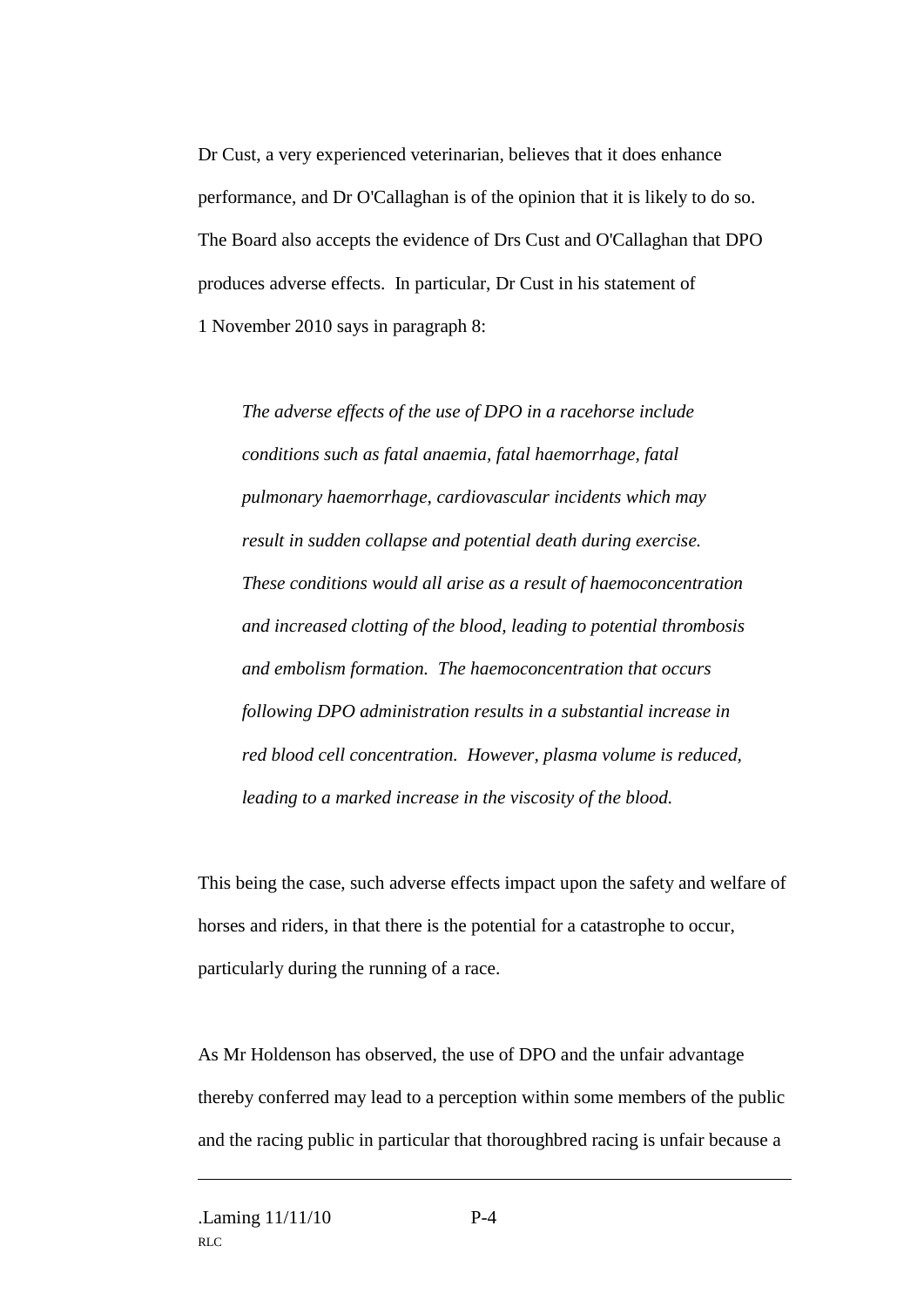Dr Cust, a very experienced veterinarian, believes that it does enhance performance, and Dr O'Callaghan is of the opinion that it is likely to do so. The Board also accepts the evidence of Drs Cust and O'Callaghan that DPO produces adverse effects. In particular, Dr Cust in his statement of 1 November 2010 says in paragraph 8:

> *The adverse effects of the use of DPO in a racehorse include conditions such as fatal anaemia, fatal haemorrhage, fatal pulmonary haemorrhage, cardiovascular incidents which may result in sudden collapse and potential death during exercise. These conditions would all arise as a result of haemoconcentration and increased clotting of the blood, leading to potential thrombosis and embolism formation. The haemoconcentration that occurs following DPO administration results in a substantial increase in red blood cell concentration. However, plasma volume is reduced, leading to a marked increase in the viscosity of the blood.*

This being the case, such adverse effects impact upon the safety and welfare of horses and riders, in that there is the potential for a catastrophe to occur, particularly during the running of a race.

As Mr Holdenson has observed, the use of DPO and the unfair advantage thereby conferred may lead to a perception within some members of the public and the racing public in particular that thoroughbred racing is unfair because a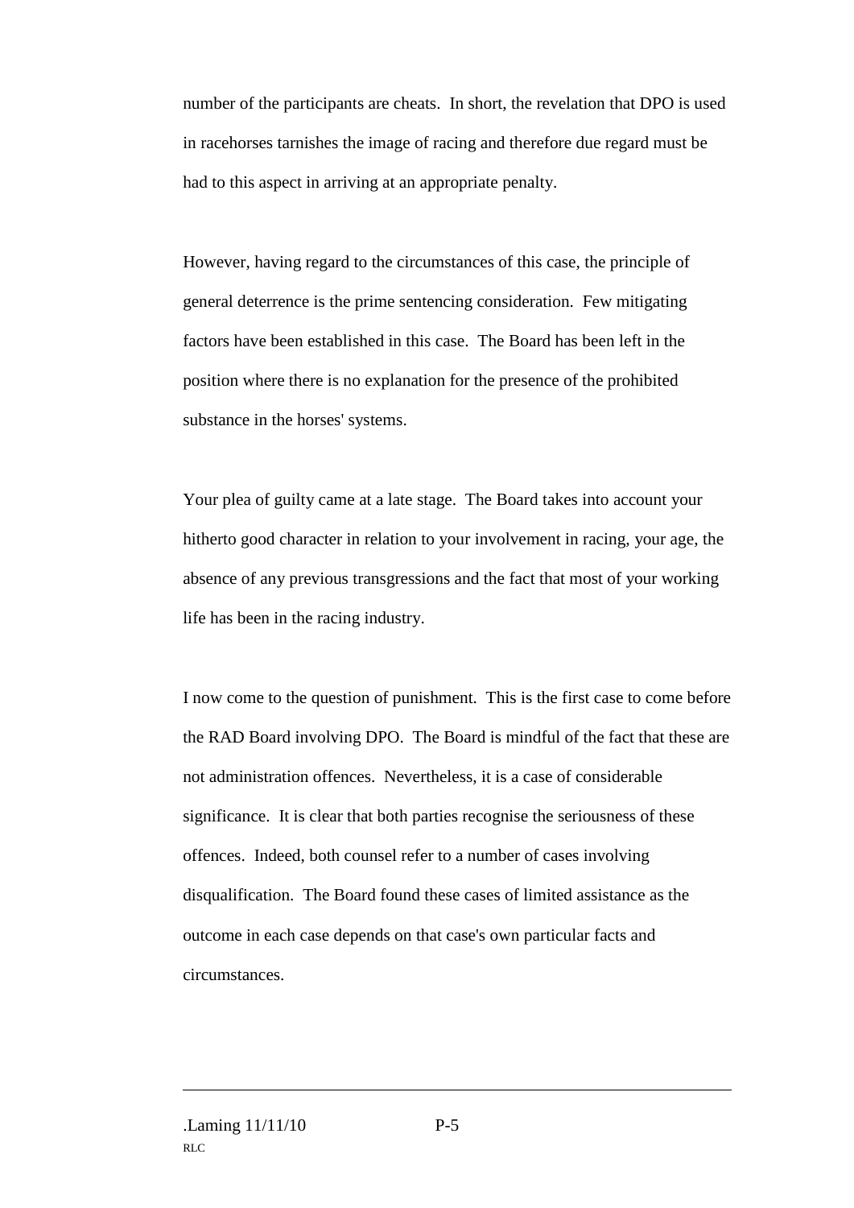number of the participants are cheats. In short, the revelation that DPO is used in racehorses tarnishes the image of racing and therefore due regard must be had to this aspect in arriving at an appropriate penalty.

However, having regard to the circumstances of this case, the principle of general deterrence is the prime sentencing consideration. Few mitigating factors have been established in this case. The Board has been left in the position where there is no explanation for the presence of the prohibited substance in the horses' systems.

Your plea of guilty came at a late stage. The Board takes into account your hitherto good character in relation to your involvement in racing, your age, the absence of any previous transgressions and the fact that most of your working life has been in the racing industry.

I now come to the question of punishment. This is the first case to come before the RAD Board involving DPO. The Board is mindful of the fact that these are not administration offences. Nevertheless, it is a case of considerable significance. It is clear that both parties recognise the seriousness of these offences. Indeed, both counsel refer to a number of cases involving disqualification. The Board found these cases of limited assistance as the outcome in each case depends on that case's own particular facts and circumstances.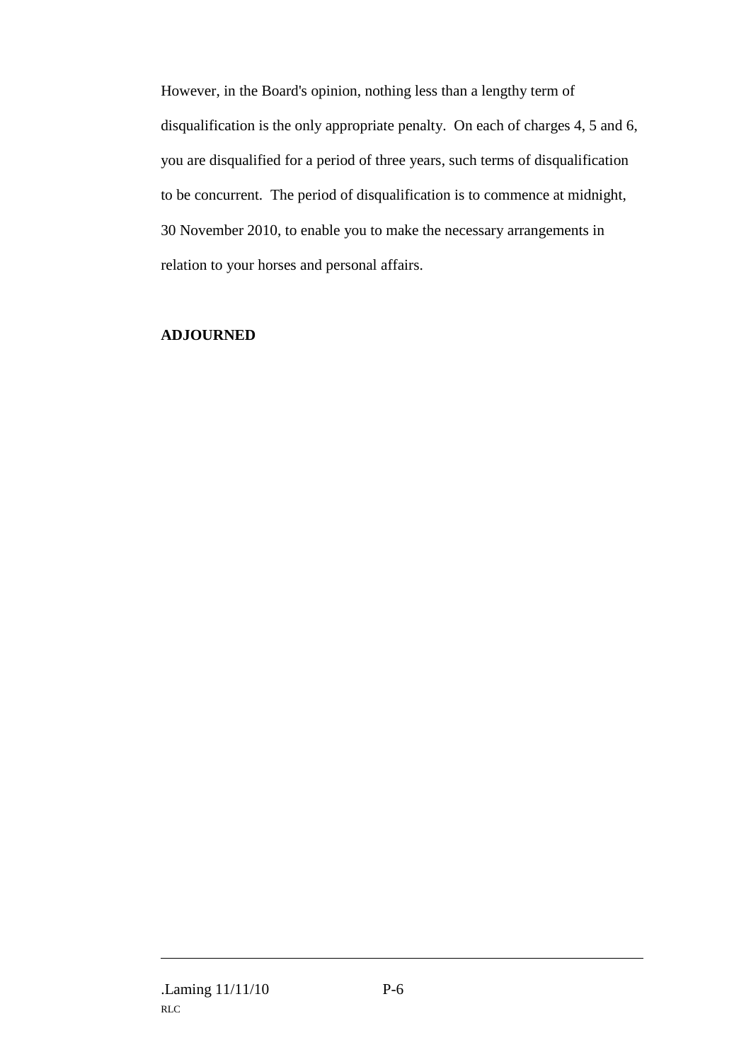However, in the Board's opinion, nothing less than a lengthy term of disqualification is the only appropriate penalty. On each of charges 4, 5 and 6, you are disqualified for a period of three years, such terms of disqualification to be concurrent. The period of disqualification is to commence at midnight, 30 November 2010, to enable you to make the necessary arrangements in relation to your horses and personal affairs.

**ADJOURNED**